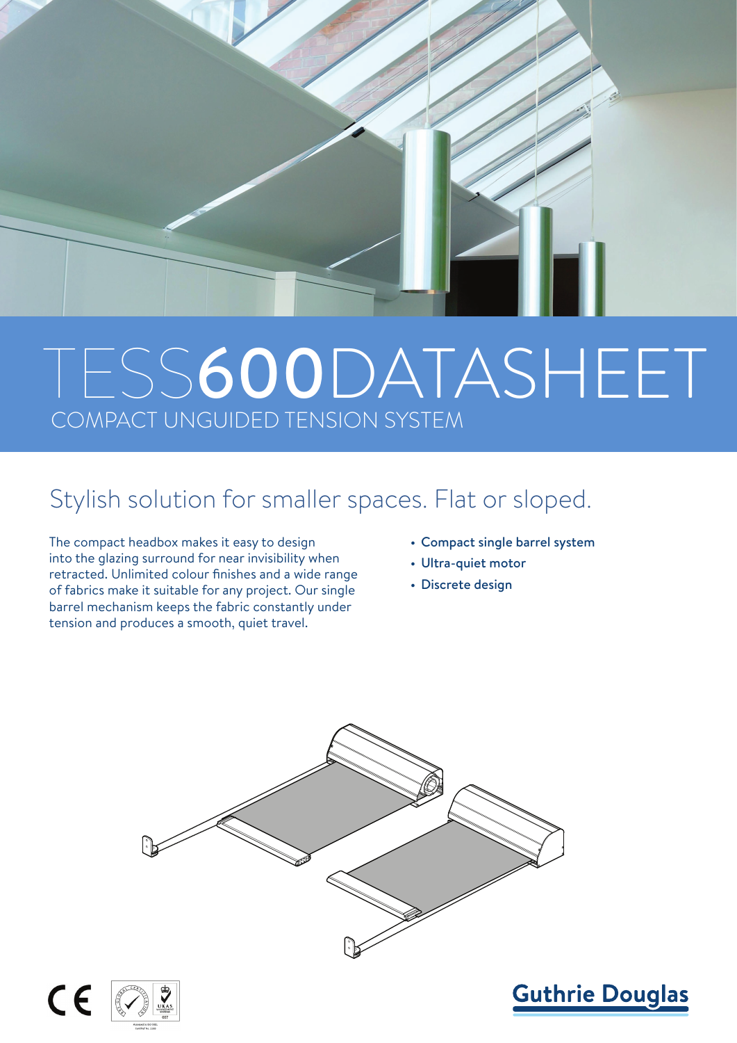# TESS600DATASHEET

## COMPACT UNGUIDED TENSION SYSTEM

## Stylish solution for smaller spaces. Flat or sloped.

The compact headbox makes it easy to design into the glazing surround for near invisibility when retracted. Unlimited colour finishes and a wide range of fabrics make it suitable for any project. Our single barrel mechanism keeps the fabric constantly under tension and produces a smooth, quiet travel.

- Compact single barrel system
- Ultra-quiet motor
- Discrete design

Guthrie Douglas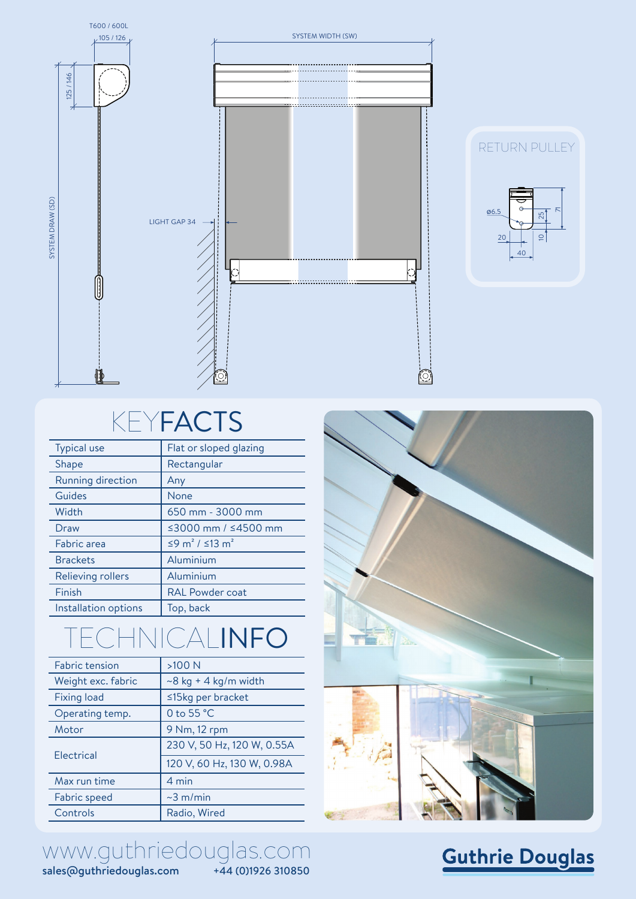T600 / 600L

105 / 126

125 / 146

SYSTEM DRAW (SD)

SYSTEM WIDTH (SW)

LIGHT GAP 34

RETURN PULLEY

ø6.5

71

25

10

20

40

# KEYFACTS

| | |
|---|---|
| Typical use | Flat or sloped glazing |
| Shape | Rectangular |
| Running direction | Any |
| Guides | None |
| Width | 650 mm - 3000 mm |
| Draw | ≤3000 mm / ≤4500 mm |
| Fabric area | ≤9 m² / ≤13 m² |
| Brackets | Aluminium |
| Relieving rollers | Aluminium |
| Finish | RAL Powder coat |
| Installation options | Top, back |

# TECHNICALINFO

| | |
|---|---|
| Fabric tension | >100 N |
| Weight exc. fabric | ~8 kg + 4 kg/m width |
| Fixing load | ≤15kg per bracket |
| Operating temp. | 0 to 55 °C |
| Motor | 9 Nm, 12 rpm |
| Electrical | 230 V, 50 Hz, 120 W, 0.55A |
| | 120 V, 60 Hz, 130 W, 0.98A |
| Max run time | 4 min |
| Fabric speed | ~3 m/min |
| Controls | Radio, Wired |

www.guthriedouglas.com

sales@guthriedouglas.com +44 (0)1926 310850

Guthrie Douglas